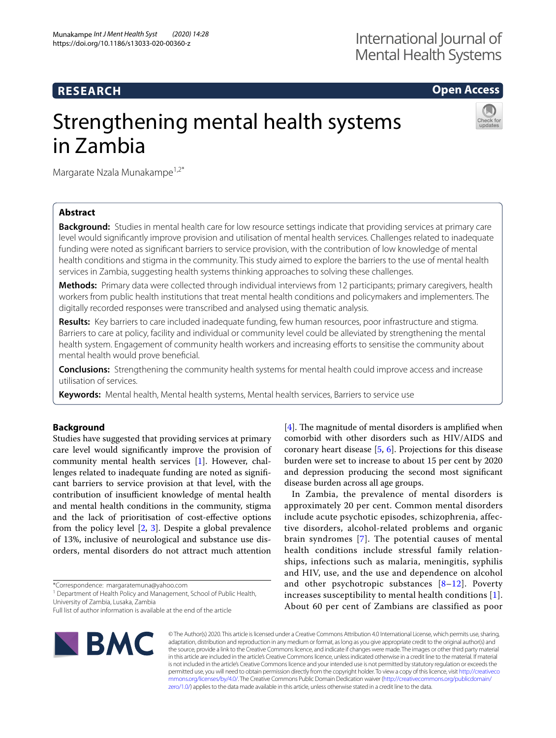RESEARCH

Open Access

# Strengthening mental health systems in Zambia

Margarate Nzala Munakampe[1,2*]

## Abstract

**Background:** Studies in mental health care for low resource settings indicate that providing services at primary care level would significantly improve provision and utilisation of mental health services. Challenges related to inadequate funding were noted as significant barriers to service provision, with the contribution of low knowledge of mental health conditions and stigma in the community. This study aimed to explore the barriers to the use of mental health services in Zambia, suggesting health systems thinking approaches to solving these challenges.

**Methods:** Primary data were collected through individual interviews from 12 participants; primary caregivers, health workers from public health institutions that treat mental health conditions and policymakers and implementers. The digitally recorded responses were transcribed and analysed using thematic analysis.

**Results:** Key barriers to care included inadequate funding, few human resources, poor infrastructure and stigma. Barriers to care at policy, facility and individual or community level could be alleviated by strengthening the mental health system. Engagement of community health workers and increasing efforts to sensitise the community about mental health would prove beneficial.

**Conclusions:** Strengthening the community health systems for mental health could improve access and increase utilisation of services.

**Keywords:** Mental health, Mental health systems, Mental health services, Barriers to service use

## Background

Studies have suggested that providing services at primary care level would significantly improve the provision of community mental health services [1]. However, challenges related to inadequate funding are noted as significant barriers to service provision at that level, with the contribution of insufficient knowledge of mental health and mental health conditions in the community, stigma and the lack of prioritisation of cost-effective options from the policy level [2, 3]. Despite a global prevalence of 13%, inclusive of neurological and substance use disorders, mental disorders do not attract much attention [4]. The magnitude of mental disorders is amplified when comorbid with other disorders such as HIV/AIDS and coronary heart disease [5, 6]. Projections for this disease burden were set to increase to about 15 per cent by 2020 and depression producing the second most significant disease burden across all age groups.

In Zambia, the prevalence of mental disorders is approximately 20 per cent. Common mental disorders include acute psychotic episodes, schizophrenia, affective disorders, alcohol-related problems and organic brain syndromes [7]. The potential causes of mental health conditions include stressful family relationships, infections such as malaria, meningitis, syphilis and HIV, use, and the use and dependence on alcohol and other psychotropic substances [8–12]. Poverty increases susceptibility to mental health conditions [1]. About 60 per cent of Zambians are classified as poor

*Correspondence: margaratemuna@yahoo.com
[1] Department of Health Policy and Management, School of Public Health, University of Zambia, Lusaka, Zambia
Full list of author information is available at the end of the article

© The Author(s) 2020. This article is licensed under a Creative Commons Attribution 4.0 International License, which permits use, sharing, adaptation, distribution and reproduction in any medium or format, as long as you give appropriate credit to the original author(s) and the source, provide a link to the Creative Commons licence, and indicate if changes were made. The images or other third party material in this article are included in the article's Creative Commons licence, unless indicated otherwise in a credit line to the material. If material is not included in the article's Creative Commons licence and your intended use is not permitted by statutory regulation or exceeds the permitted use, you will need to obtain permission directly from the copyright holder. To view a copy of this licence, visit http://creativecommons.org/licenses/by/4.0/. The Creative Commons Public Domain Dedication waiver (http://creativecommons.org/publicdomain/zero/1.0/) applies to the data made available in this article, unless otherwise stated in a credit line to the data.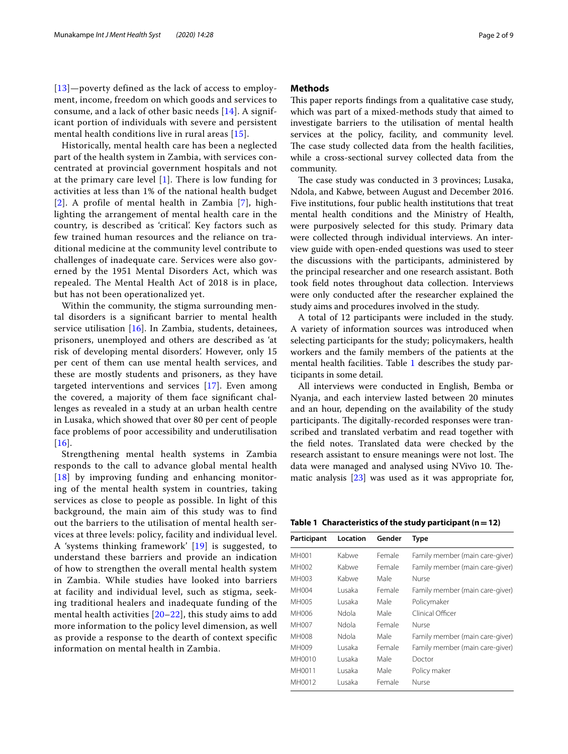[13]—poverty defined as the lack of access to employment, income, freedom on which goods and services to consume, and a lack of other basic needs [14]. A significant portion of individuals with severe and persistent mental health conditions live in rural areas [15].

Historically, mental health care has been a neglected part of the health system in Zambia, with services concentrated at provincial government hospitals and not at the primary care level [1]. There is low funding for activities at less than 1% of the national health budget [2]. A profile of mental health in Zambia [7], highlighting the arrangement of mental health care in the country, is described as 'critical'. Key factors such as few trained human resources and the reliance on traditional medicine at the community level contribute to challenges of inadequate care. Services were also governed by the 1951 Mental Disorders Act, which was repealed. The Mental Health Act of 2018 is in place, but has not been operationalized yet.

Within the community, the stigma surrounding mental disorders is a significant barrier to mental health service utilisation [16]. In Zambia, students, detainees, prisoners, unemployed and others are described as 'at risk of developing mental disorders'. However, only 15 per cent of them can use mental health services, and these are mostly students and prisoners, as they have targeted interventions and services [17]. Even among the covered, a majority of them face significant challenges as revealed in a study at an urban health centre in Lusaka, which showed that over 80 per cent of people face problems of poor accessibility and underutilisation [16].

Strengthening mental health systems in Zambia responds to the call to advance global mental health [18] by improving funding and enhancing monitoring of the mental health system in countries, taking services as close to people as possible. In light of this background, the main aim of this study was to find out the barriers to the utilisation of mental health services at three levels: policy, facility and individual level. A 'systems thinking framework' [19] is suggested, to understand these barriers and provide an indication of how to strengthen the overall mental health system in Zambia. While studies have looked into barriers at facility and individual level, such as stigma, seeking traditional healers and inadequate funding of the mental health activities [20–22], this study aims to add more information to the policy level dimension, as well as provide a response to the dearth of context specific information on mental health in Zambia.

## Methods

This paper reports findings from a qualitative case study, which was part of a mixed-methods study that aimed to investigate barriers to the utilisation of mental health services at the policy, facility, and community level. The case study collected data from the health facilities, while a cross-sectional survey collected data from the community.

The case study was conducted in 3 provinces; Lusaka, Ndola, and Kabwe, between August and December 2016. Five institutions, four public health institutions that treat mental health conditions and the Ministry of Health, were purposively selected for this study. Primary data were collected through individual interviews. An interview guide with open-ended questions was used to steer the discussions with the participants, administered by the principal researcher and one research assistant. Both took field notes throughout data collection. Interviews were only conducted after the researcher explained the study aims and procedures involved in the study.

A total of 12 participants were included in the study. A variety of information sources was introduced when selecting participants for the study; policymakers, health workers and the family members of the patients at the mental health facilities. Table 1 describes the study participants in some detail.

All interviews were conducted in English, Bemba or Nyanja, and each interview lasted between 20 minutes and an hour, depending on the availability of the study participants. The digitally-recorded responses were transcribed and translated verbatim and read together with the field notes. Translated data were checked by the research assistant to ensure meanings were not lost. The data were managed and analysed using NVivo 10. Thematic analysis [23] was used as it was appropriate for,

**Table 1 Characteristics of the study participant (n = 12)**

| Participant | Location | Gender | Type |
|---|---|---|---|
| MH001 | Kabwe | Female | Family member (main care-giver) |
| MH002 | Kabwe | Female | Family member (main care-giver) |
| MH003 | Kabwe | Male | Nurse |
| MH004 | Lusaka | Female | Family member (main care-giver) |
| MH005 | Lusaka | Male | Policymaker |
| MH006 | Ndola | Male | Clinical Officer |
| MH007 | Ndola | Female | Nurse |
| MH008 | Ndola | Male | Family member (main care-giver) |
| MH009 | Lusaka | Female | Family member (main care-giver) |
| MH0010 | Lusaka | Male | Doctor |
| MH0011 | Lusaka | Male | Policy maker |
| MH0012 | Lusaka | Female | Nurse |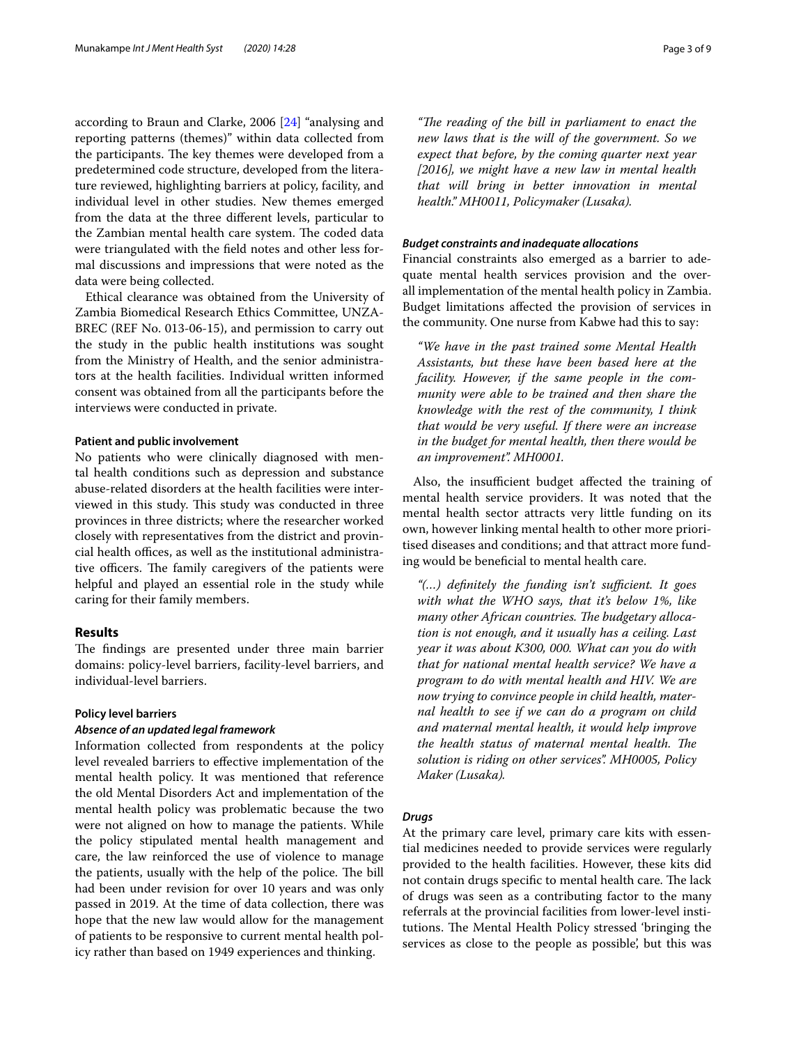according to Braun and Clarke, 2006 [24] "analysing and reporting patterns (themes)" within data collected from the participants. The key themes were developed from a predetermined code structure, developed from the literature reviewed, highlighting barriers at policy, facility, and individual level in other studies. New themes emerged from the data at the three different levels, particular to the Zambian mental health care system. The coded data were triangulated with the field notes and other less formal discussions and impressions that were noted as the data were being collected.

Ethical clearance was obtained from the University of Zambia Biomedical Research Ethics Committee, UNZABREC (REF No. 013-06-15), and permission to carry out the study in the public health institutions was sought from the Ministry of Health, and the senior administrators at the health facilities. Individual written informed consent was obtained from all the participants before the interviews were conducted in private.

#### Patient and public involvement

No patients who were clinically diagnosed with mental health conditions such as depression and substance abuse-related disorders at the health facilities were interviewed in this study. This study was conducted in three provinces in three districts; where the researcher worked closely with representatives from the district and provincial health offices, as well as the institutional administrative officers. The family caregivers of the patients were helpful and played an essential role in the study while caring for their family members.

## Results

The findings are presented under three main barrier domains: policy-level barriers, facility-level barriers, and individual-level barriers.

#### Policy level barriers

##### *Absence of an updated legal framework*

Information collected from respondents at the policy level revealed barriers to effective implementation of the mental health policy. It was mentioned that reference the old Mental Disorders Act and implementation of the mental health policy was problematic because the two were not aligned on how to manage the patients. While the policy stipulated mental health management and care, the law reinforced the use of violence to manage the patients, usually with the help of the police. The bill had been under revision for over 10 years and was only passed in 2019. At the time of data collection, there was hope that the new law would allow for the management of patients to be responsive to current mental health policy rather than based on 1949 experiences and thinking.

> *"The reading of the bill in parliament to enact the new laws that is the will of the government. So we expect that before, by the coming quarter next year [2016], we might have a new law in mental health that will bring in better innovation in mental health." MH0011, Policymaker (Lusaka).*

##### *Budget constraints and inadequate allocations*

Financial constraints also emerged as a barrier to adequate mental health services provision and the overall implementation of the mental health policy in Zambia. Budget limitations affected the provision of services in the community. One nurse from Kabwe had this to say:

> *"We have in the past trained some Mental Health Assistants, but these have been based here at the facility. However, if the same people in the community were able to be trained and then share the knowledge with the rest of the community, I think that would be very useful. If there were an increase in the budget for mental health, then there would be an improvement". MH0001.*

Also, the insufficient budget affected the training of mental health service providers. It was noted that the mental health sector attracts very little funding on its own, however linking mental health to other more prioritised diseases and conditions; and that attract more funding would be beneficial to mental health care.

> *"(…) definitely the funding isn't sufficient. It goes with what the WHO says, that it's below 1%, like many other African countries. The budgetary allocation is not enough, and it usually has a ceiling. Last year it was about K300, 000. What can you do with that for national mental health service? We have a program to do with mental health and HIV. We are now trying to convince people in child health, maternal health to see if we can do a program on child and maternal mental health, it would help improve the health status of maternal mental health. The solution is riding on other services". MH0005, Policy Maker (Lusaka).*

##### *Drugs*

At the primary care level, primary care kits with essential medicines needed to provide services were regularly provided to the health facilities. However, these kits did not contain drugs specific to mental health care. The lack of drugs was seen as a contributing factor to the many referrals at the provincial facilities from lower-level institutions. The Mental Health Policy stressed 'bringing the services as close to the people as possible', but this was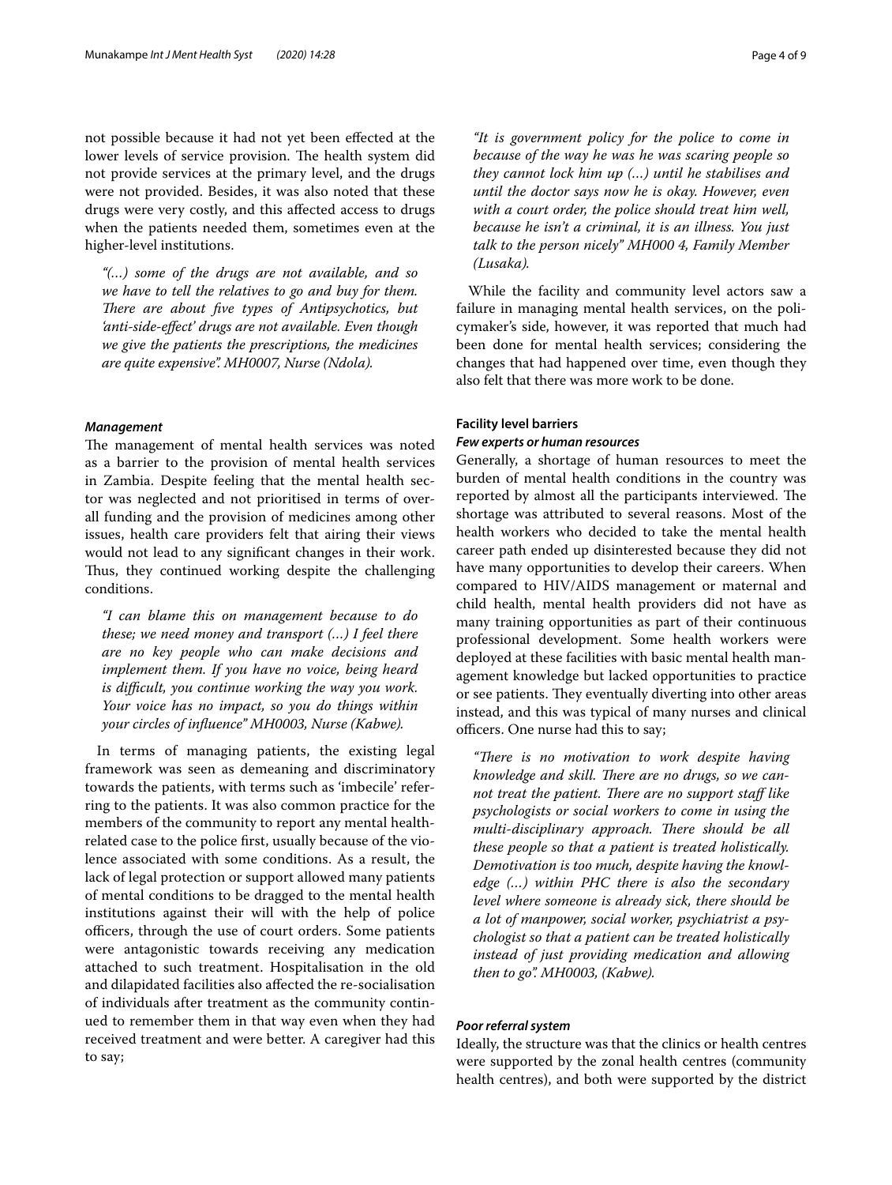not possible because it had not yet been effected at the lower levels of service provision. The health system did not provide services at the primary level, and the drugs were not provided. Besides, it was also noted that these drugs were very costly, and this affected access to drugs when the patients needed them, sometimes even at the higher-level institutions.

> *"(…) some of the drugs are not available, and so we have to tell the relatives to go and buy for them. There are about five types of Antipsychotics, but 'anti-side-effect' drugs are not available. Even though we give the patients the prescriptions, the medicines are quite expensive". MH0007, Nurse (Ndola).*

#### *Management*

The management of mental health services was noted as a barrier to the provision of mental health services in Zambia. Despite feeling that the mental health sector was neglected and not prioritised in terms of overall funding and the provision of medicines among other issues, health care providers felt that airing their views would not lead to any significant changes in their work. Thus, they continued working despite the challenging conditions.

> *"I can blame this on management because to do these; we need money and transport (…) I feel there are no key people who can make decisions and implement them. If you have no voice, being heard is difficult, you continue working the way you work. Your voice has no impact, so you do things within your circles of influence" MH0003, Nurse (Kabwe).*

In terms of managing patients, the existing legal framework was seen as demeaning and discriminatory towards the patients, with terms such as 'imbecile' referring to the patients. It was also common practice for the members of the community to report any mental health-related case to the police first, usually because of the violence associated with some conditions. As a result, the lack of legal protection or support allowed many patients of mental conditions to be dragged to the mental health institutions against their will with the help of police officers, through the use of court orders. Some patients were antagonistic towards receiving any medication attached to such treatment. Hospitalisation in the old and dilapidated facilities also affected the re-socialisation of individuals after treatment as the community continued to remember them in that way even when they had received treatment and were better. A caregiver had this to say;

> *"It is government policy for the police to come in because of the way he was he was scaring people so they cannot lock him up (…) until he stabilises and until the doctor says now he is okay. However, even with a court order, the police should treat him well, because he isn't a criminal, it is an illness. You just talk to the person nicely" MH000 4, Family Member (Lusaka).*

While the facility and community level actors saw a failure in managing mental health services, on the policymaker's side, however, it was reported that much had been done for mental health services; considering the changes that had happened over time, even though they also felt that there was more work to be done.

### Facility level barriers

#### *Few experts or human resources*

Generally, a shortage of human resources to meet the burden of mental health conditions in the country was reported by almost all the participants interviewed. The shortage was attributed to several reasons. Most of the health workers who decided to take the mental health career path ended up disinterested because they did not have many opportunities to develop their careers. When compared to HIV/AIDS management or maternal and child health, mental health providers did not have as many training opportunities as part of their continuous professional development. Some health workers were deployed at these facilities with basic mental health management knowledge but lacked opportunities to practice or see patients. They eventually diverting into other areas instead, and this was typical of many nurses and clinical officers. One nurse had this to say;

> *"There is no motivation to work despite having knowledge and skill. There are no drugs, so we cannot treat the patient. There are no support staff like psychologists or social workers to come in using the multi-disciplinary approach. There should be all these people so that a patient is treated holistically. Demotivation is too much, despite having the knowledge (…) within PHC there is also the secondary level where someone is already sick, there should be a lot of manpower, social worker, psychiatrist a psychologist so that a patient can be treated holistically instead of just providing medication and allowing then to go". MH0003, (Kabwe).*

#### *Poor referral system*

Ideally, the structure was that the clinics or health centres were supported by the zonal health centres (community health centres), and both were supported by the district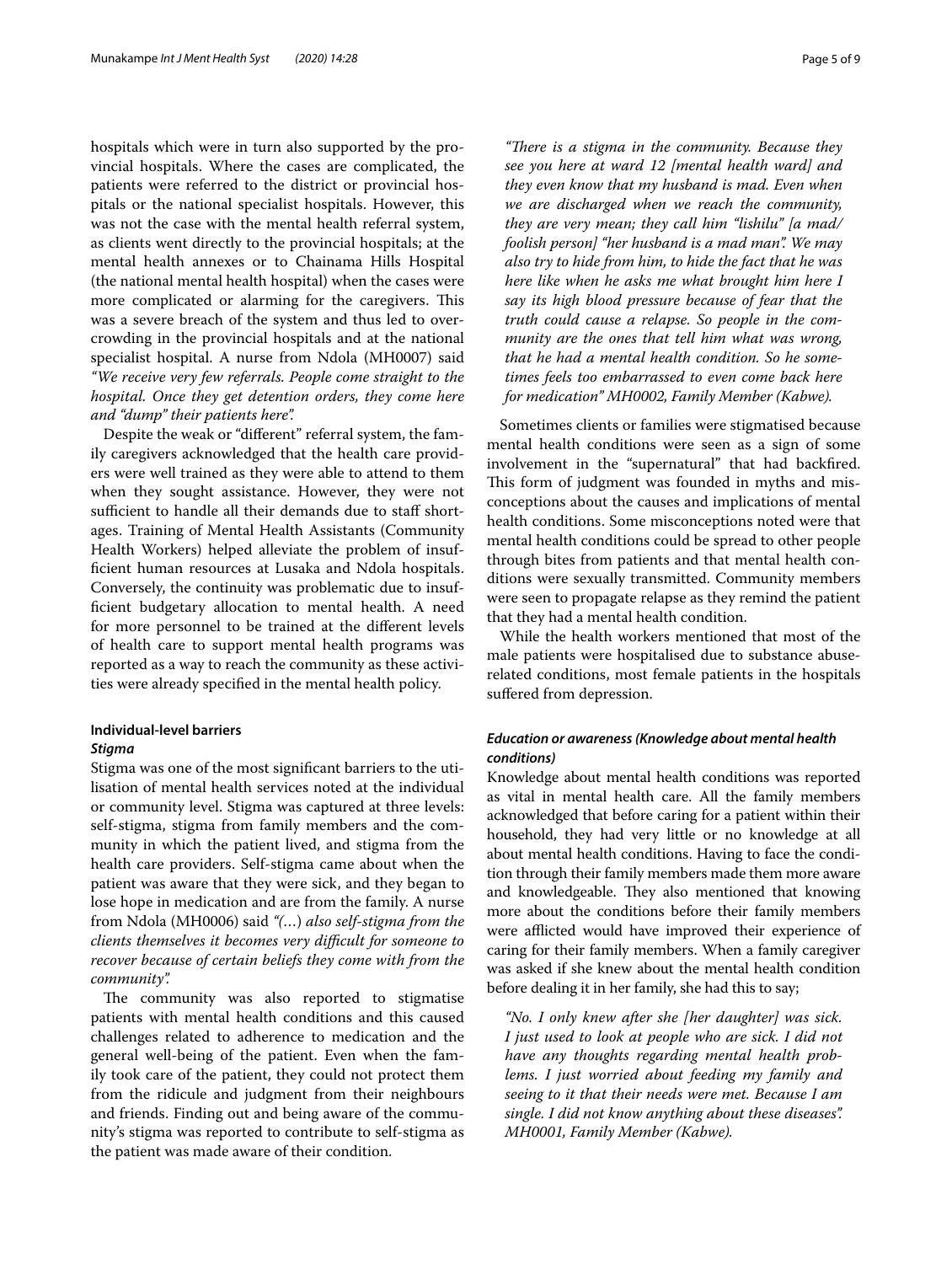hospitals which were in turn also supported by the provincial hospitals. Where the cases are complicated, the patients were referred to the district or provincial hospitals or the national specialist hospitals. However, this was not the case with the mental health referral system, as clients went directly to the provincial hospitals; at the mental health annexes or to Chainama Hills Hospital (the national mental health hospital) when the cases were more complicated or alarming for the caregivers. This was a severe breach of the system and thus led to overcrowding in the provincial hospitals and at the national specialist hospital. A nurse from Ndola (MH0007) said *"We receive very few referrals. People come straight to the hospital. Once they get detention orders, they come here and "dump" their patients here".*

Despite the weak or "different" referral system, the family caregivers acknowledged that the health care providers were well trained as they were able to attend to them when they sought assistance. However, they were not sufficient to handle all their demands due to staff shortages. Training of Mental Health Assistants (Community Health Workers) helped alleviate the problem of insufficient human resources at Lusaka and Ndola hospitals. Conversely, the continuity was problematic due to insufficient budgetary allocation to mental health. A need for more personnel to be trained at the different levels of health care to support mental health programs was reported as a way to reach the community as these activities were already specified in the mental health policy.

## Individual-level barriers

### *Stigma*

Stigma was one of the most significant barriers to the utilisation of mental health services noted at the individual or community level. Stigma was captured at three levels: self-stigma, stigma from family members and the community in which the patient lived, and stigma from the health care providers. Self-stigma came about when the patient was aware that they were sick, and they began to lose hope in medication and are from the family. A nurse from Ndola (MH0006) said *"(…) also self-stigma from the clients themselves it becomes very difficult for someone to recover because of certain beliefs they come with from the community".*

The community was also reported to stigmatise patients with mental health conditions and this caused challenges related to adherence to medication and the general well-being of the patient. Even when the family took care of the patient, they could not protect them from the ridicule and judgment from their neighbours and friends. Finding out and being aware of the community's stigma was reported to contribute to self-stigma as the patient was made aware of their condition.

> *"There is a stigma in the community. Because they see you here at ward 12 [mental health ward] and they even know that my husband is mad. Even when we are discharged when we reach the community, they are very mean; they call him "lishilu" [a mad/foolish person] "her husband is a mad man". We may also try to hide from him, to hide the fact that he was here like when he asks me what brought him here I say its high blood pressure because of fear that the truth could cause a relapse. So people in the community are the ones that tell him what was wrong, that he had a mental health condition. So he sometimes feels too embarrassed to even come back here for medication" MH0002, Family Member (Kabwe).*

Sometimes clients or families were stigmatised because mental health conditions were seen as a sign of some involvement in the "supernatural" that had backfired. This form of judgment was founded in myths and misconceptions about the causes and implications of mental health conditions. Some misconceptions noted were that mental health conditions could be spread to other people through bites from patients and that mental health conditions were sexually transmitted. Community members were seen to propagate relapse as they remind the patient that they had a mental health condition.

While the health workers mentioned that most of the male patients were hospitalised due to substance abuse-related conditions, most female patients in the hospitals suffered from depression.

### *Education or awareness (Knowledge about mental health conditions)*

Knowledge about mental health conditions was reported as vital in mental health care. All the family members acknowledged that before caring for a patient within their household, they had very little or no knowledge at all about mental health conditions. Having to face the condition through their family members made them more aware and knowledgeable. They also mentioned that knowing more about the conditions before their family members were afflicted would have improved their experience of caring for their family members. When a family caregiver was asked if she knew about the mental health condition before dealing it in her family, she had this to say;

> *"No. I only knew after she [her daughter] was sick. I just used to look at people who are sick. I did not have any thoughts regarding mental health problems. I just worried about feeding my family and seeing to it that their needs were met. Because I am single. I did not know anything about these diseases". MH0001, Family Member (Kabwe).*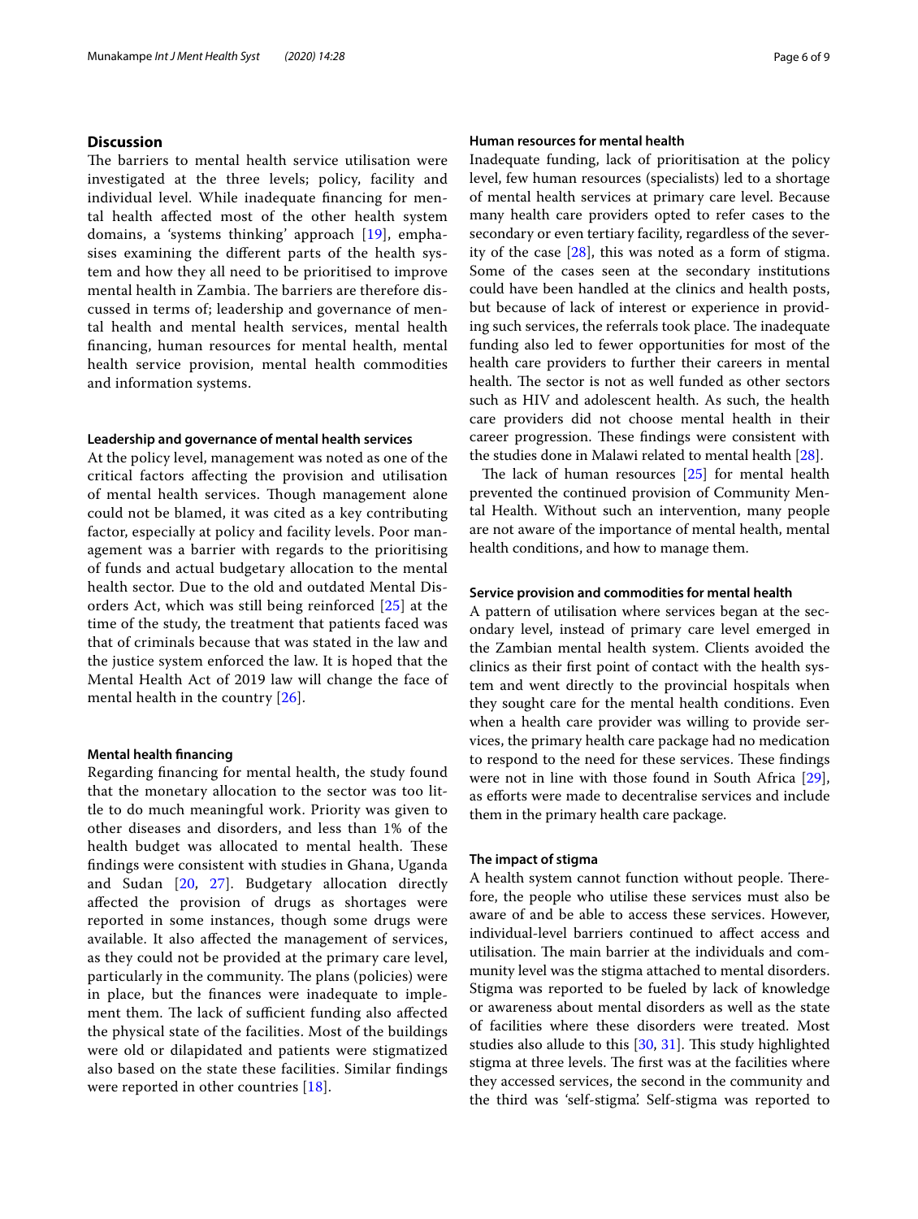## Discussion

The barriers to mental health service utilisation were investigated at the three levels; policy, facility and individual level. While inadequate financing for mental health affected most of the other health system domains, a 'systems thinking' approach [19], emphasises examining the different parts of the health system and how they all need to be prioritised to improve mental health in Zambia. The barriers are therefore discussed in terms of; leadership and governance of mental health and mental health services, mental health financing, human resources for mental health, mental health service provision, mental health commodities and information systems.

### Leadership and governance of mental health services

At the policy level, management was noted as one of the critical factors affecting the provision and utilisation of mental health services. Though management alone could not be blamed, it was cited as a key contributing factor, especially at policy and facility levels. Poor management was a barrier with regards to the prioritising of funds and actual budgetary allocation to the mental health sector. Due to the old and outdated Mental Disorders Act, which was still being reinforced [25] at the time of the study, the treatment that patients faced was that of criminals because that was stated in the law and the justice system enforced the law. It is hoped that the Mental Health Act of 2019 law will change the face of mental health in the country [26].

### Mental health financing

Regarding financing for mental health, the study found that the monetary allocation to the sector was too little to do much meaningful work. Priority was given to other diseases and disorders, and less than 1% of the health budget was allocated to mental health. These findings were consistent with studies in Ghana, Uganda and Sudan [20, 27]. Budgetary allocation directly affected the provision of drugs as shortages were reported in some instances, though some drugs were available. It also affected the management of services, as they could not be provided at the primary care level, particularly in the community. The plans (policies) were in place, but the finances were inadequate to implement them. The lack of sufficient funding also affected the physical state of the facilities. Most of the buildings were old or dilapidated and patients were stigmatized also based on the state these facilities. Similar findings were reported in other countries [18].

### Human resources for mental health

Inadequate funding, lack of prioritisation at the policy level, few human resources (specialists) led to a shortage of mental health services at primary care level. Because many health care providers opted to refer cases to the secondary or even tertiary facility, regardless of the severity of the case [28], this was noted as a form of stigma. Some of the cases seen at the secondary institutions could have been handled at the clinics and health posts, but because of lack of interest or experience in providing such services, the referrals took place. The inadequate funding also led to fewer opportunities for most of the health care providers to further their careers in mental health. The sector is not as well funded as other sectors such as HIV and adolescent health. As such, the health care providers did not choose mental health in their career progression. These findings were consistent with the studies done in Malawi related to mental health [28].

The lack of human resources [25] for mental health prevented the continued provision of Community Mental Health. Without such an intervention, many people are not aware of the importance of mental health, mental health conditions, and how to manage them.

### Service provision and commodities for mental health

A pattern of utilisation where services began at the secondary level, instead of primary care level emerged in the Zambian mental health system. Clients avoided the clinics as their first point of contact with the health system and went directly to the provincial hospitals when they sought care for the mental health conditions. Even when a health care provider was willing to provide services, the primary health care package had no medication to respond to the need for these services. These findings were not in line with those found in South Africa [29], as efforts were made to decentralise services and include them in the primary health care package.

### The impact of stigma

A health system cannot function without people. Therefore, the people who utilise these services must also be aware of and be able to access these services. However, individual-level barriers continued to affect access and utilisation. The main barrier at the individuals and community level was the stigma attached to mental disorders. Stigma was reported to be fueled by lack of knowledge or awareness about mental disorders as well as the state of facilities where these disorders were treated. Most studies also allude to this [30, 31]. This study highlighted stigma at three levels. The first was at the facilities where they accessed services, the second in the community and the third was 'self-stigma'. Self-stigma was reported to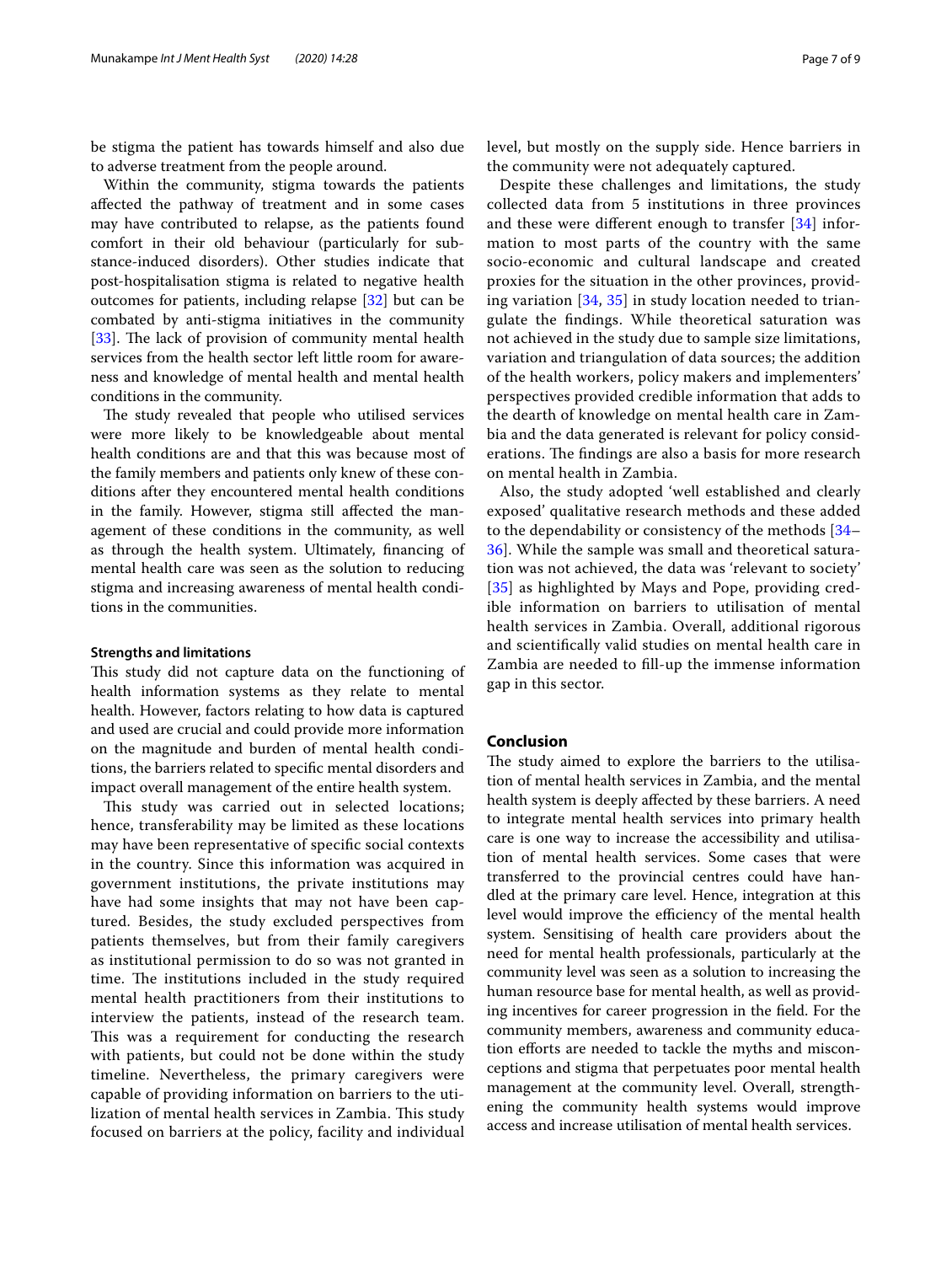be stigma the patient has towards himself and also due to adverse treatment from the people around.

Within the community, stigma towards the patients affected the pathway of treatment and in some cases may have contributed to relapse, as the patients found comfort in their old behaviour (particularly for substance-induced disorders). Other studies indicate that post-hospitalisation stigma is related to negative health outcomes for patients, including relapse [32] but can be combated by anti-stigma initiatives in the community [33]. The lack of provision of community mental health services from the health sector left little room for awareness and knowledge of mental health and mental health conditions in the community.

The study revealed that people who utilised services were more likely to be knowledgeable about mental health conditions are and that this was because most of the family members and patients only knew of these conditions after they encountered mental health conditions in the family. However, stigma still affected the management of these conditions in the community, as well as through the health system. Ultimately, financing of mental health care was seen as the solution to reducing stigma and increasing awareness of mental health conditions in the communities.

### Strengths and limitations

This study did not capture data on the functioning of health information systems as they relate to mental health. However, factors relating to how data is captured and used are crucial and could provide more information on the magnitude and burden of mental health conditions, the barriers related to specific mental disorders and impact overall management of the entire health system.

This study was carried out in selected locations; hence, transferability may be limited as these locations may have been representative of specific social contexts in the country. Since this information was acquired in government institutions, the private institutions may have had some insights that may not have been captured. Besides, the study excluded perspectives from patients themselves, but from their family caregivers as institutional permission to do so was not granted in time. The institutions included in the study required mental health practitioners from their institutions to interview the patients, instead of the research team. This was a requirement for conducting the research with patients, but could not be done within the study timeline. Nevertheless, the primary caregivers were capable of providing information on barriers to the utilization of mental health services in Zambia. This study focused on barriers at the policy, facility and individual level, but mostly on the supply side. Hence barriers in the community were not adequately captured.

Despite these challenges and limitations, the study collected data from 5 institutions in three provinces and these were different enough to transfer [34] information to most parts of the country with the same socio-economic and cultural landscape and created proxies for the situation in the other provinces, providing variation [34, 35] in study location needed to triangulate the findings. While theoretical saturation was not achieved in the study due to sample size limitations, variation and triangulation of data sources; the addition of the health workers, policy makers and implementers' perspectives provided credible information that adds to the dearth of knowledge on mental health care in Zambia and the data generated is relevant for policy considerations. The findings are also a basis for more research on mental health in Zambia.

Also, the study adopted 'well established and clearly exposed' qualitative research methods and these added to the dependability or consistency of the methods [34–36]. While the sample was small and theoretical saturation was not achieved, the data was 'relevant to society' [35] as highlighted by Mays and Pope, providing credible information on barriers to utilisation of mental health services in Zambia. Overall, additional rigorous and scientifically valid studies on mental health care in Zambia are needed to fill-up the immense information gap in this sector.

## Conclusion

The study aimed to explore the barriers to the utilisation of mental health services in Zambia, and the mental health system is deeply affected by these barriers. A need to integrate mental health services into primary health care is one way to increase the accessibility and utilisation of mental health services. Some cases that were transferred to the provincial centres could have handled at the primary care level. Hence, integration at this level would improve the efficiency of the mental health system. Sensitising of health care providers about the need for mental health professionals, particularly at the community level was seen as a solution to increasing the human resource base for mental health, as well as providing incentives for career progression in the field. For the community members, awareness and community education efforts are needed to tackle the myths and misconceptions and stigma that perpetuates poor mental health management at the community level. Overall, strengthening the community health systems would improve access and increase utilisation of mental health services.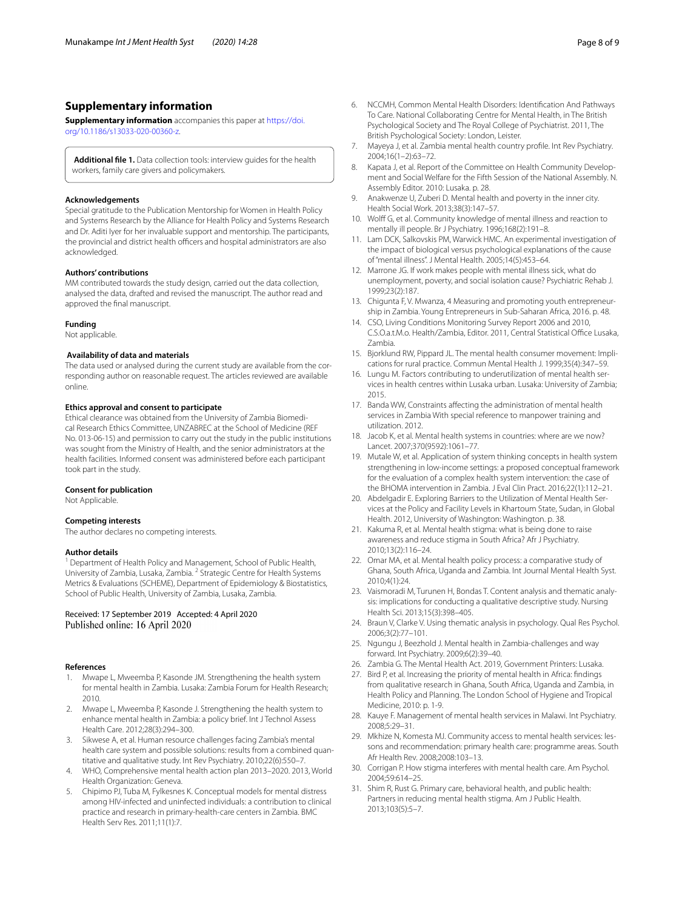## Supplementary information

**Supplementary information** accompanies this paper at https://doi.org/10.1186/s13033-020-00360-z.

**Additional file 1.** Data collection tools: interview guides for the health workers, family care givers and policymakers.

### Acknowledgements

Special gratitude to the Publication Mentorship for Women in Health Policy and Systems Research by the Alliance for Health Policy and Systems Research and Dr. Aditi Iyer for her invaluable support and mentorship. The participants, the provincial and district health officers and hospital administrators are also acknowledged.

### Authors' contributions

MM contributed towards the study design, carried out the data collection, analysed the data, drafted and revised the manuscript. The author read and approved the final manuscript.

### Funding

Not applicable.

### Availability of data and materials

The data used or analysed during the current study are available from the corresponding author on reasonable request. The articles reviewed are available online.

### Ethics approval and consent to participate

Ethical clearance was obtained from the University of Zambia Biomedical Research Ethics Committee, UNZABREC at the School of Medicine (REF No. 013-06-15) and permission to carry out the study in the public institutions was sought from the Ministry of Health, and the senior administrators at the health facilities. Informed consent was administered before each participant took part in the study.

### Consent for publication

Not Applicable.

### Competing interests

The author declares no competing interests.

### Author details

[1] Department of Health Policy and Management, School of Public Health, University of Zambia, Lusaka, Zambia. [2] Strategic Centre for Health Systems Metrics & Evaluations (SCHEME), Department of Epidemiology & Biostatistics, School of Public Health, University of Zambia, Lusaka, Zambia.

Received: 17 September 2019 Accepted: 4 April 2020
Published online: 16 April 2020

### References

1. Mwape L, Mweemba P, Kasonde JM. Strengthening the health system for mental health in Zambia. Lusaka: Zambia Forum for Health Research; 2010.
2. Mwape L, Mweemba P, Kasonde J. Strengthening the health system to enhance mental health in Zambia: a policy brief. Int J Technol Assess Health Care. 2012;28(3):294–300.
3. Sikwese A, et al. Human resource challenges facing Zambia's mental health care system and possible solutions: results from a combined quantitative and qualitative study. Int Rev Psychiatry. 2010;22(6):550–7.
4. WHO, Comprehensive mental health action plan 2013–2020. 2013, World Health Organization: Geneva.
5. Chipimo PJ, Tuba M, Fylkesnes K. Conceptual models for mental distress among HIV-infected and uninfected individuals: a contribution to clinical practice and research in primary-health-care centers in Zambia. BMC Health Serv Res. 2011;11(1):7.
6. NCCMH, Common Mental Health Disorders: Identification And Pathways To Care. National Collaborating Centre for Mental Health, in The British Psychological Society and The Royal College of Psychiatrist. 2011, The British Psychological Society: London, Leister.
7. Mayeya J, et al. Zambia mental health country profile. Int Rev Psychiatry. 2004;16(1–2):63–72.
8. Kapata J, et al. Report of the Committee on Health Community Development and Social Welfare for the Fifth Session of the National Assembly. N. Assembly Editor. 2010: Lusaka. p. 28.
9. Anakwenze U, Zuberi D. Mental health and poverty in the inner city. Health Social Work. 2013;38(3):147–57.
10. Wolff G, et al. Community knowledge of mental illness and reaction to mentally ill people. Br J Psychiatry. 1996;168(2):191–8.
11. Lam DCK, Salkovskis PM, Warwick HMC. An experimental investigation of the impact of biological versus psychological explanations of the cause of "mental illness". J Mental Health. 2005;14(5):453–64.
12. Marrone JG. If work makes people with mental illness sick, what do unemployment, poverty, and social isolation cause? Psychiatric Rehab J. 1999;23(2):187.
13. Chigunta F, V. Mwanza, 4 Measuring and promoting youth entrepreneurship in Zambia. Young Entrepreneurs in Sub-Saharan Africa, 2016. p. 48.
14. CSO, Living Conditions Monitoring Survey Report 2006 and 2010, C.S.O.a.t.M.o. Health/Zambia, Editor. 2011, Central Statistical Office Lusaka, Zambia.
15. Bjorklund RW, Pippard JL. The mental health consumer movement: Implications for rural practice. Commun Mental Health J. 1999;35(4):347–59.
16. Lungu M. Factors contributing to underutilization of mental health services in health centres within Lusaka urban. Lusaka: University of Zambia; 2015.
17. Banda WW, Constraints affecting the administration of mental health services in Zambia With special reference to manpower training and utilization. 2012.
18. Jacob K, et al. Mental health systems in countries: where are we now? Lancet. 2007;370(9592):1061–77.
19. Mutale W, et al. Application of system thinking concepts in health system strengthening in low-income settings: a proposed conceptual framework for the evaluation of a complex health system intervention: the case of the BHOMA intervention in Zambia. J Eval Clin Pract. 2016;22(1):112–21.
20. Abdelgadir E. Exploring Barriers to the Utilization of Mental Health Services at the Policy and Facility Levels in Khartoum State, Sudan, in Global Health. 2012, University of Washington: Washington. p. 38.
21. Kakuma R, et al. Mental health stigma: what is being done to raise awareness and reduce stigma in South Africa? Afr J Psychiatry. 2010;13(2):116–24.
22. Omar MA, et al. Mental health policy process: a comparative study of Ghana, South Africa, Uganda and Zambia. Int Journal Mental Health Syst. 2010;4(1):24.
23. Vaismoradi M, Turunen H, Bondas T. Content analysis and thematic analysis: implications for conducting a qualitative descriptive study. Nursing Health Sci. 2013;15(3):398–405.
24. Braun V, Clarke V. Using thematic analysis in psychology. Qual Res Psychol. 2006;3(2):77–101.
25. Ngungu J, Beezhold J. Mental health in Zambia-challenges and way forward. Int Psychiatry. 2009;6(2):39–40.
26. Zambia G. The Mental Health Act. 2019, Government Printers: Lusaka.
27. Bird P, et al. Increasing the priority of mental health in Africa: findings from qualitative research in Ghana, South Africa, Uganda and Zambia, in Health Policy and Planning. The London School of Hygiene and Tropical Medicine, 2010: p. 1-9.
28. Kauye F. Management of mental health services in Malawi. Int Psychiatry. 2008;5:29–31.
29. Mkhize N, Komesta MJ. Community access to mental health services: lessons and recommendation: primary health care: programme areas. South Afr Health Rev. 2008;2008:103–13.
30. Corrigan P. How stigma interferes with mental health care. Am Psychol. 2004;59:614–25.
31. Shim R, Rust G. Primary care, behavioral health, and public health: Partners in reducing mental health stigma. Am J Public Health. 2013;103(5):5–7.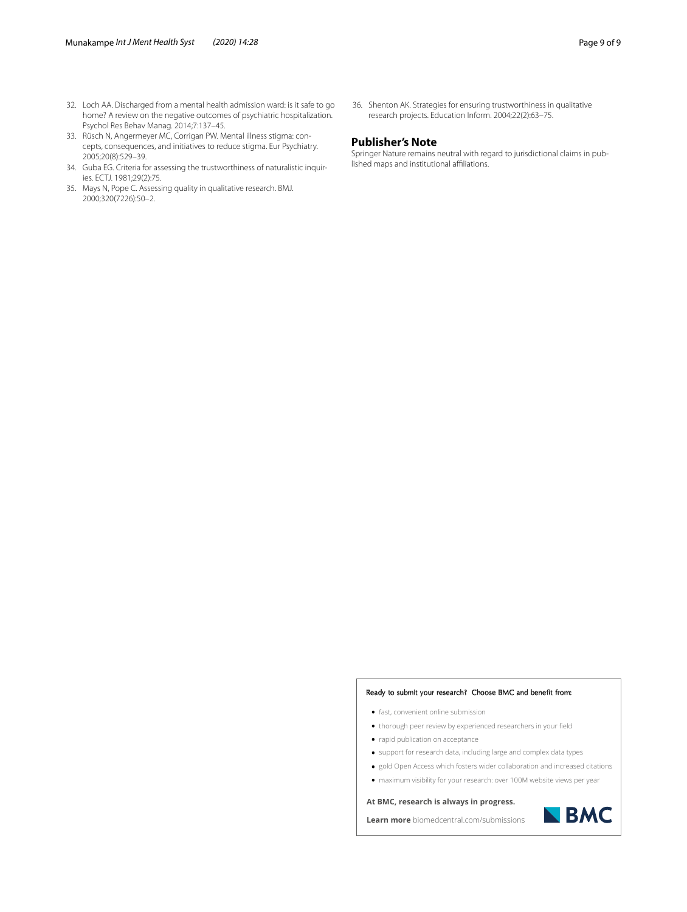32. Loch AA. Discharged from a mental health admission ward: is it safe to go home? A review on the negative outcomes of psychiatric hospitalization. Psychol Res Behav Manag. 2014;7:137–45.
33. Rüsch N, Angermeyer MC, Corrigan PW. Mental illness stigma: concepts, consequences, and initiatives to reduce stigma. Eur Psychiatry. 2005;20(8):529–39.
34. Guba EG. Criteria for assessing the trustworthiness of naturalistic inquiries. ECTJ. 1981;29(2):75.
35. Mays N, Pope C. Assessing quality in qualitative research. BMJ. 2000;320(7226):50–2.
36. Shenton AK. Strategies for ensuring trustworthiness in qualitative research projects. Education Inform. 2004;22(2):63–75.

## Publisher's Note

Springer Nature remains neutral with regard to jurisdictional claims in published maps and institutional affiliations.

Ready to submit your research? Choose BMC and benefit from:

- fast, convenient online submission
- thorough peer review by experienced researchers in your field
- rapid publication on acceptance
- support for research data, including large and complex data types
- gold Open Access which fosters wider collaboration and increased citations
- maximum visibility for your research: over 100M website views per year

**At BMC, research is always in progress.**

**Learn more** biomedcentral.com/submissions

BMC